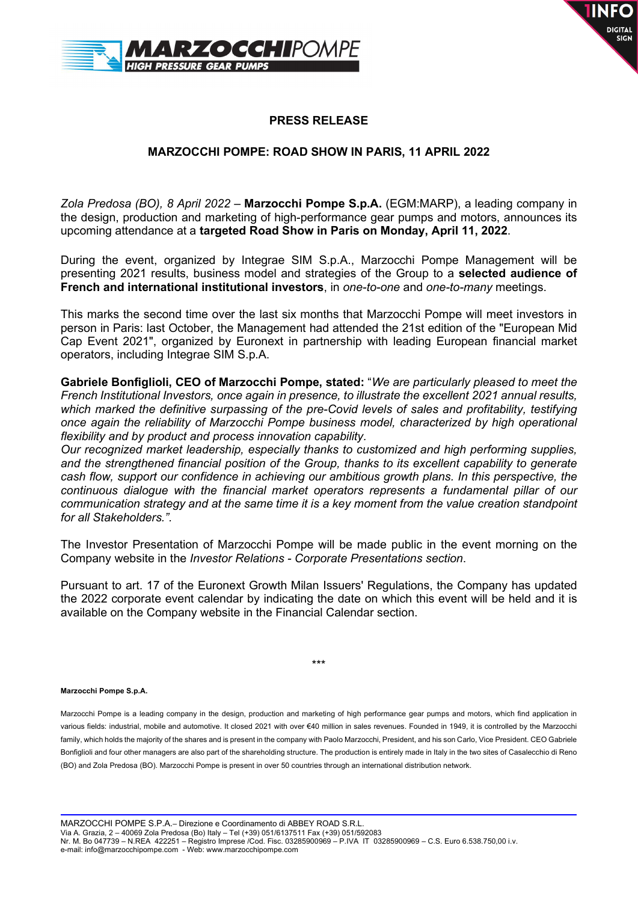# PRESS RELEASE

## MARZOCCHI POMPE: ROAD SHOW IN PARIS, 11 APRIL 2022

*Zola Predosa (BO), 8 April 2022* – **Marzocchi Pompe S.p.A.** (EGM:MARP), a leading company in the design, production and marketing of high-performance gear pumps and motors, announces its upcoming attendance at a **targeted Road Show in Paris on Monday, April 11, 2022**.

During the event, organized by Integrae SIM S.p.A., Marzocchi Pompe Management will be presenting 2021 results, business model and strategies of the Group to a **selected audience of French and international institutional investors**, in *one-to-one* and *one-to-many* meetings.

This marks the second time over the last six months that Marzocchi Pompe will meet investors in person in Paris: last October, the Management had attended the 21st edition of the "European Mid Cap Event 2021", organized by Euronext in partnership with leading European financial market operators, including Integrae SIM S.p.A.

**Gabriele Bonfiglioli, CEO of Marzocchi Pompe, stated:** "*We are particularly pleased to meet the French Institutional Investors, once again in presence, to illustrate the excellent 2021 annual results, which marked the definitive surpassing of the pre-Covid levels of sales and profitability, testifying once again the reliability of Marzocchi Pompe business model, characterized by high operational flexibility and by product and process innovation capability.*
*Our recognized market leadership, especially thanks to customized and high performing supplies, and the strengthened financial position of the Group, thanks to its excellent capability to generate cash flow, support our confidence in achieving our ambitious growth plans. In this perspective, the continuous dialogue with the financial market operators represents a fundamental pillar of our communication strategy and at the same time it is a key moment from the value creation standpoint for all Stakeholders.*".

The Investor Presentation of Marzocchi Pompe will be made public in the event morning on the Company website in the *Investor Relations - Corporate Presentations section*.

Pursuant to art. 17 of the Euronext Growth Milan Issuers' Regulations, the Company has updated the 2022 corporate event calendar by indicating the date on which this event will be held and it is available on the Company website in the Financial Calendar section.

***

**Marzocchi Pompe S.p.A.**

Marzocchi Pompe is a leading company in the design, production and marketing of high performance gear pumps and motors, which find application in various fields: industrial, mobile and automotive. It closed 2021 with over €40 million in sales revenues. Founded in 1949, it is controlled by the Marzocchi family, which holds the majority of the shares and is present in the company with Paolo Marzocchi, President, and his son Carlo, Vice President. CEO Gabriele Bonfiglioli and four other managers are also part of the shareholding structure. The production is entirely made in Italy in the two sites of Casalecchio di Reno (BO) and Zola Predosa (BO). Marzocchi Pompe is present in over 50 countries through an international distribution network.

MARZOCCHI POMPE S.P.A.– Direzione e Coordinamento di ABBEY ROAD S.R.L.
Via A. Grazia, 2 – 40069 Zola Predosa (Bo) Italy – Tel (+39) 051/6137511 Fax (+39) 051/592083
Nr. M. Bo 047739 – N.REA 422251 – Registro Imprese /Cod. Fisc. 03285900969 – P.IVA IT 03285900969 – C.S. Euro 6.538.750,00 i.v.
e-mail: info@marzocchipompe.com - Web: www.marzocchipompe.com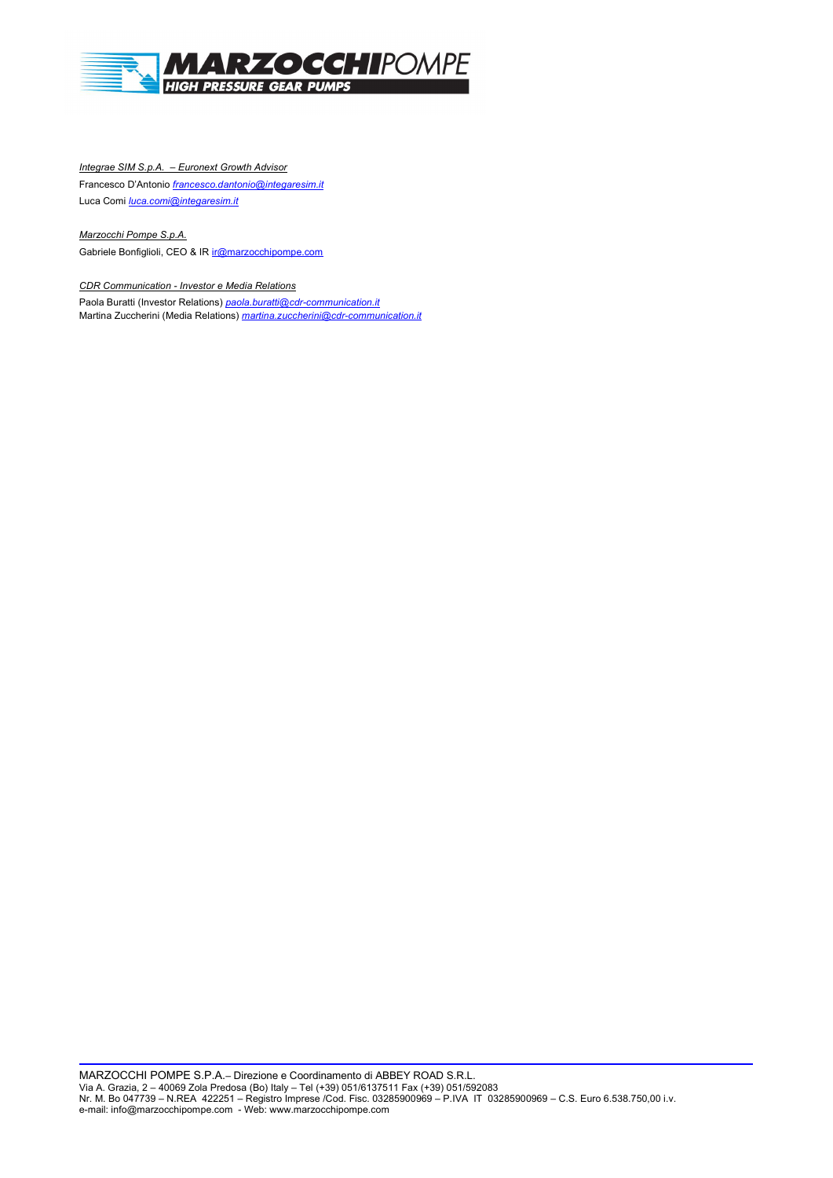*Integrae SIM S.p.A. – Euronext Growth Advisor*
Francesco D'Antonio *francesco.dantonio@integaresim.it*
Luca Comi *luca.comi@integaresim.it*

*Marzocchi Pompe S.p.A.*
Gabriele Bonfiglioli, CEO & IR ir@marzocchipompe.com

*CDR Communication - Investor e Media Relations*
Paola Buratti (Investor Relations) *paola.buratti@cdr-communication.it*
Martina Zuccherini (Media Relations) *martina.zuccherini@cdr-communication.it*

MARZOCCHI POMPE S.P.A.– Direzione e Coordinamento di ABBEY ROAD S.R.L.
Via A. Grazia, 2 – 40069 Zola Predosa (Bo) Italy – Tel (+39) 051/6137511 Fax (+39) 051/592083
Nr. M. Bo 047739 – N.REA 422251 – Registro Imprese /Cod. Fisc. 03285900969 – P.IVA IT 03285900969 – C.S. Euro 6.538.750,00 i.v.
e-mail: info@marzocchipompe.com - Web: www.marzocchipompe.com